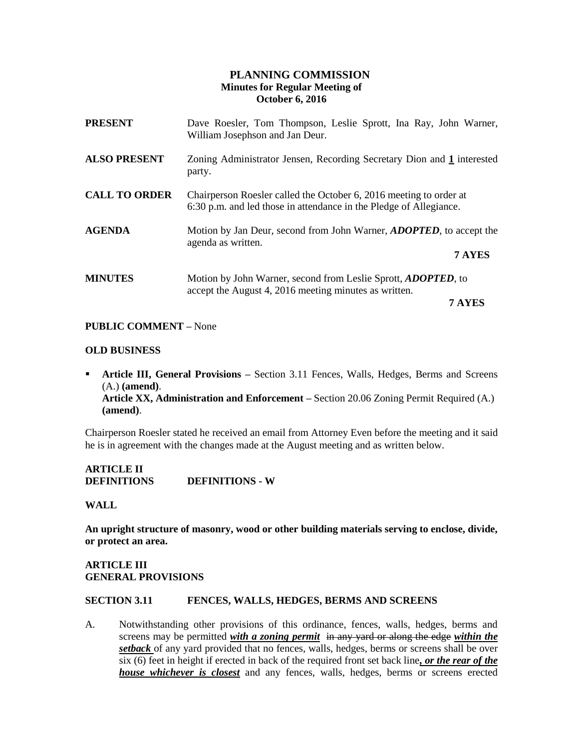# PLANNING COMMISSION

**Minutes for Regular Meeting of**
**October 6, 2016**

**PRESENT** Dave Roesler, Tom Thompson, Leslie Sprott, Ina Ray, John Warner, William Josephson and Jan Deur.

**ALSO PRESENT** Zoning Administrator Jensen, Recording Secretary Dion and **1** interested party.

**CALL TO ORDER** Chairperson Roesler called the October 6, 2016 meeting to order at 6:30 p.m. and led those in attendance in the Pledge of Allegiance.

**AGENDA** Motion by Jan Deur, second from John Warner, ***ADOPTED***, to accept the agenda as written.

**7 AYES**

**MINUTES** Motion by John Warner, second from Leslie Sprott, ***ADOPTED***, to accept the August 4, 2016 meeting minutes as written.

**7 AYES**

**PUBLIC COMMENT –** None

**OLD BUSINESS**

- **Article III, General Provisions –** Section 3.11 Fences, Walls, Hedges, Berms and Screens (A.) **(amend)**.
  **Article XX, Administration and Enforcement –** Section 20.06 Zoning Permit Required (A.) **(amend)**.

Chairperson Roesler stated he received an email from Attorney Even before the meeting and it said he is in agreement with the changes made at the August meeting and as written below.

**ARTICLE II**
**DEFINITIONS** **DEFINITIONS - W**

**WALL**

**An upright structure of masonry, wood or other building materials serving to enclose, divide, or protect an area.**

**ARTICLE III**
**GENERAL PROVISIONS**

**SECTION 3.11 FENCES, WALLS, HEDGES, BERMS AND SCREENS**

A. Notwithstanding other provisions of this ordinance, fences, walls, hedges, berms and screens may be permitted ***with a zoning permit*** ~~in any yard or along the edge~~ ***within the setback*** of any yard provided that no fences, walls, hedges, berms or screens shall be over six (6) feet in height if erected in back of the required front set back line***, or the rear of the house whichever is closest*** and any fences, walls, hedges, berms or screens erected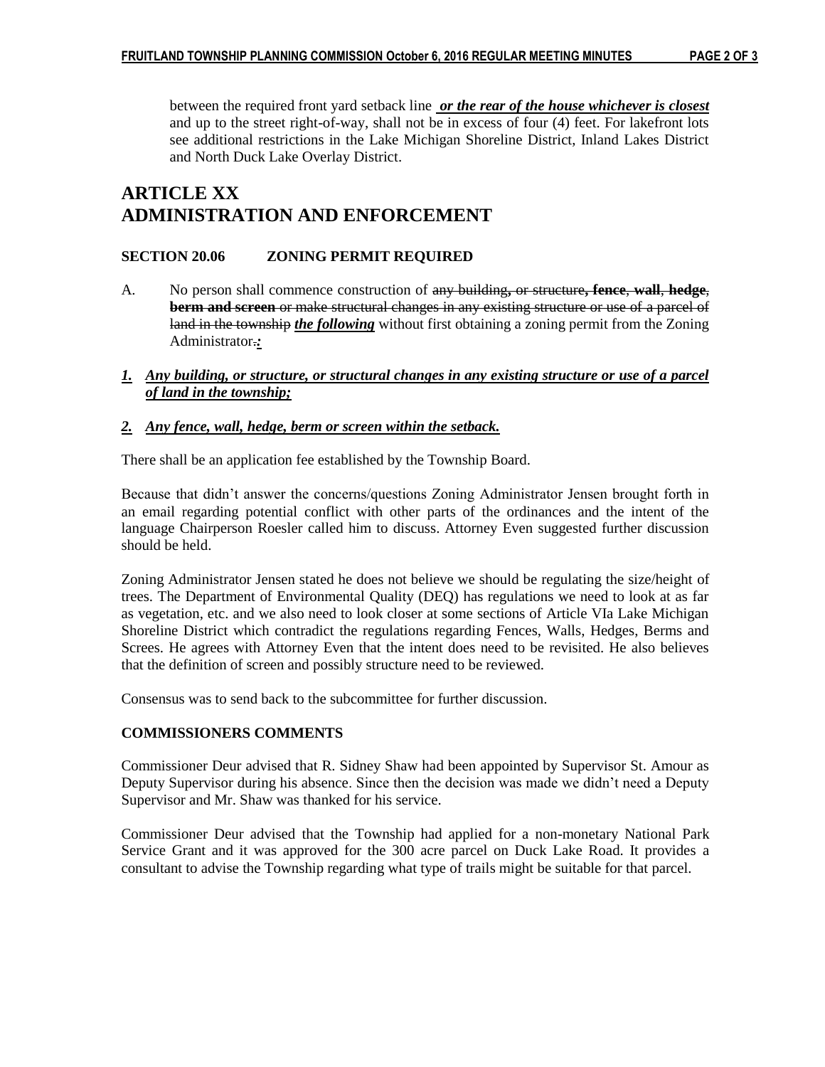between the required front yard setback line ***or the rear of the house whichever is closest*** and up to the street right-of-way, shall not be in excess of four (4) feet. For lakefront lots see additional restrictions in the Lake Michigan Shoreline District, Inland Lakes District and North Duck Lake Overlay District.

# ARTICLE XX
# ADMINISTRATION AND ENFORCEMENT

### SECTION 20.06 ZONING PERMIT REQUIRED

A. No person shall commence construction of ~~any building, or structure~~**~~, fence, wall, hedge, berm and screen~~** ~~or make structural changes in any existing structure or use of a parcel of land in the township~~ ***the following*** without first obtaining a zoning permit from the Zoning Administrator~~.~~***:***

***1. Any building, or structure, or structural changes in any existing structure or use of a parcel of land in the township;***

***2. Any fence, wall, hedge, berm or screen within the setback.***

There shall be an application fee established by the Township Board.

Because that didn't answer the concerns/questions Zoning Administrator Jensen brought forth in an email regarding potential conflict with other parts of the ordinances and the intent of the language Chairperson Roesler called him to discuss. Attorney Even suggested further discussion should be held.

Zoning Administrator Jensen stated he does not believe we should be regulating the size/height of trees. The Department of Environmental Quality (DEQ) has regulations we need to look at as far as vegetation, etc. and we also need to look closer at some sections of Article VIa Lake Michigan Shoreline District which contradict the regulations regarding Fences, Walls, Hedges, Berms and Screes. He agrees with Attorney Even that the intent does need to be revisited. He also believes that the definition of screen and possibly structure need to be reviewed.

Consensus was to send back to the subcommittee for further discussion.

### COMMISSIONERS COMMENTS

Commissioner Deur advised that R. Sidney Shaw had been appointed by Supervisor St. Amour as Deputy Supervisor during his absence. Since then the decision was made we didn't need a Deputy Supervisor and Mr. Shaw was thanked for his service.

Commissioner Deur advised that the Township had applied for a non-monetary National Park Service Grant and it was approved for the 300 acre parcel on Duck Lake Road. It provides a consultant to advise the Township regarding what type of trails might be suitable for that parcel.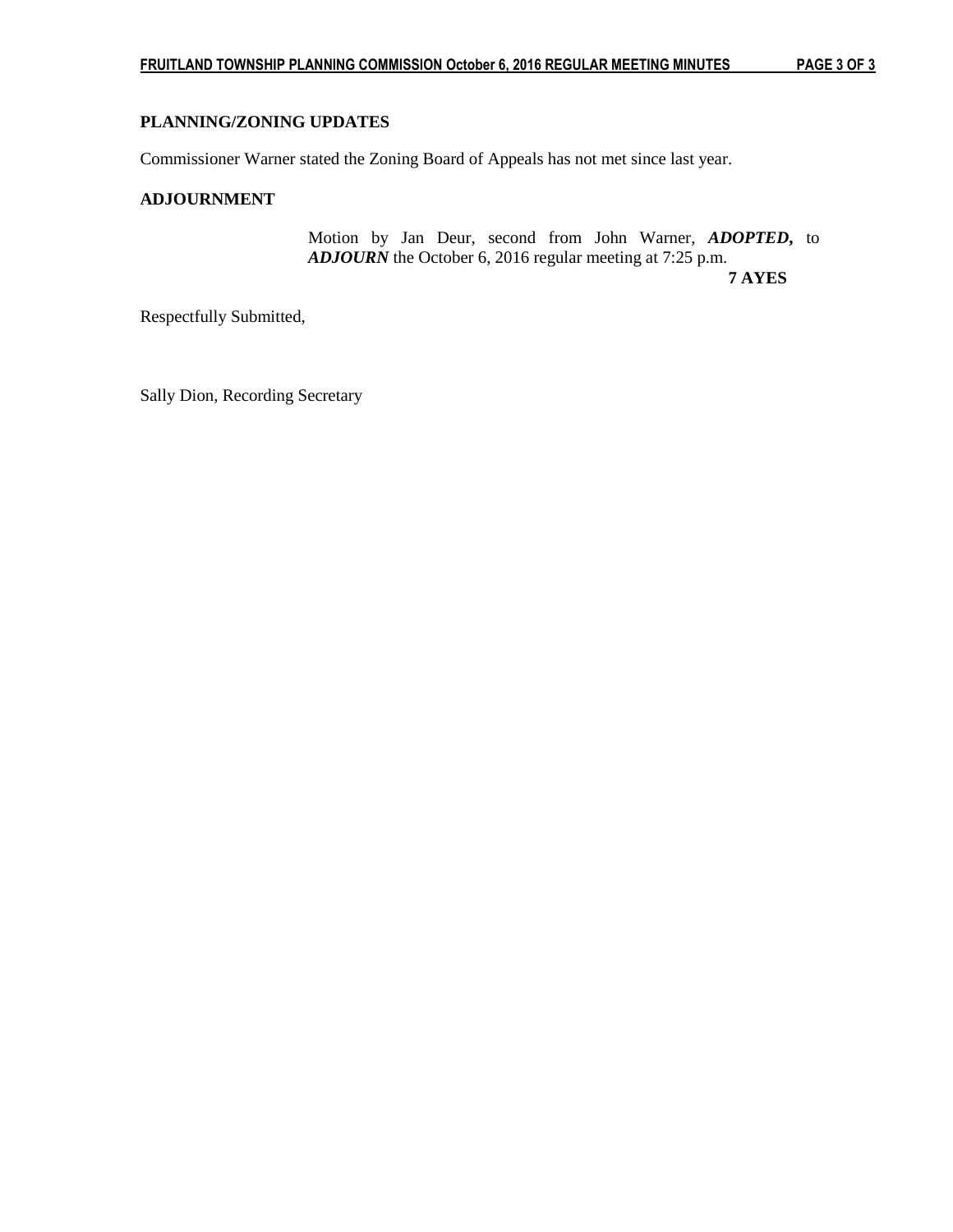**PLANNING/ZONING UPDATES**

Commissioner Warner stated the Zoning Board of Appeals has not met since last year.

**ADJOURNMENT**

Motion by Jan Deur, second from John Warner, ***ADOPTED***, to ***ADJOURN*** the October 6, 2016 regular meeting at 7:25 p.m.

**7 AYES**

Respectfully Submitted,

Sally Dion, Recording Secretary